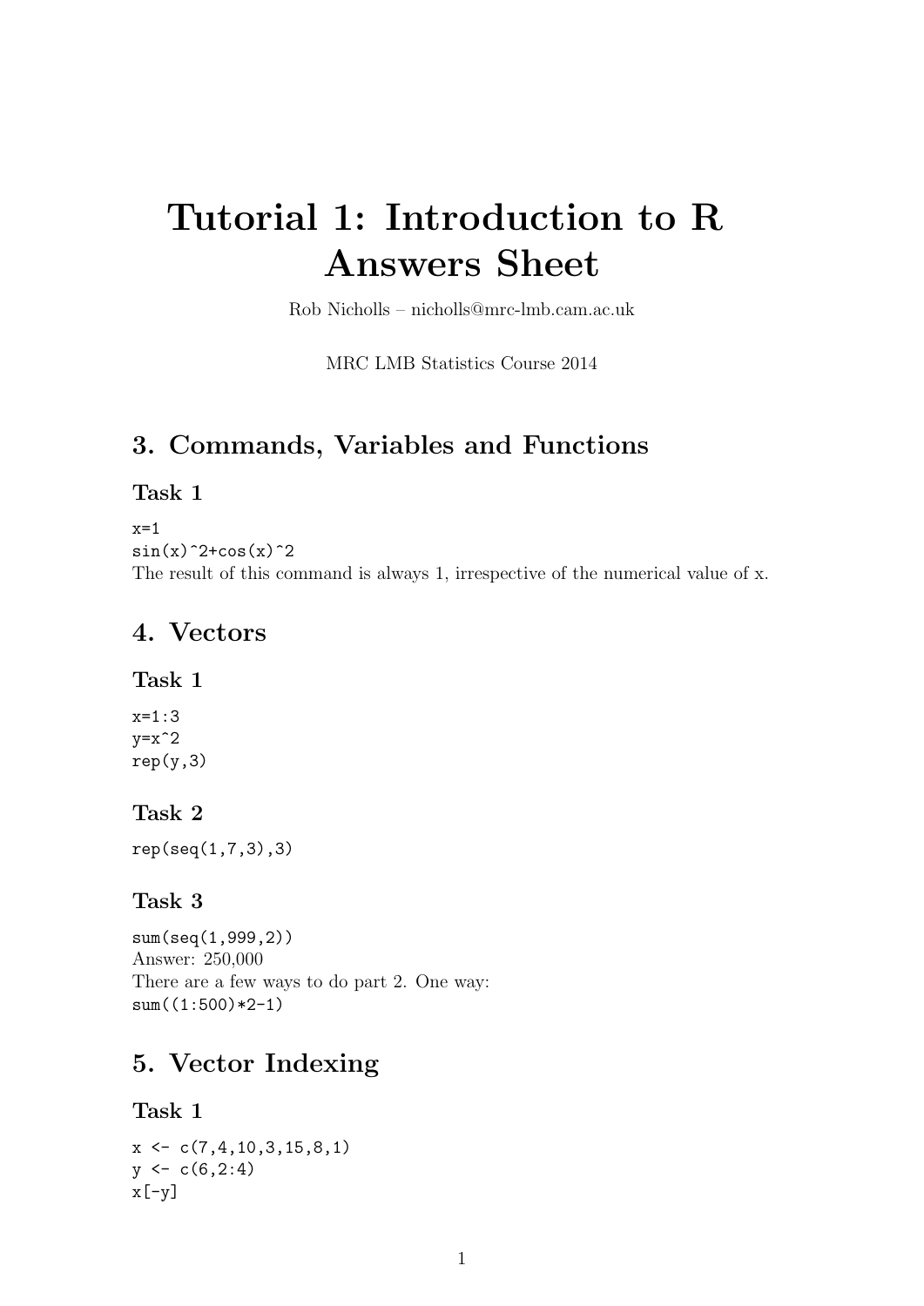# Tutorial 1: Introduction to R Answers Sheet

Rob Nicholls – nicholls@mrc-lmb.cam.ac.uk

MRC LMB Statistics Course 2014

## 3. Commands, Variables and Functions

### Task 1

```
x=1
sin(x)^2+cos(x)^2
```

The result of this command is always 1, irrespective of the numerical value of x.

## 4. Vectors

### Task 1

```
x=1:3
y=x^2
rep(y,3)
```

### Task 2

```
rep(seq(1,7,3),3)
```

### Task 3

```
sum(seq(1,999,2))
```

Answer: 250,000

There are a few ways to do part 2. One way:

```
sum((1:500)*2-1)
```

## 5. Vector Indexing

### Task 1

```
x <- c(7,4,10,3,15,8,1)
y <- c(6,2:4)
x[-y]
```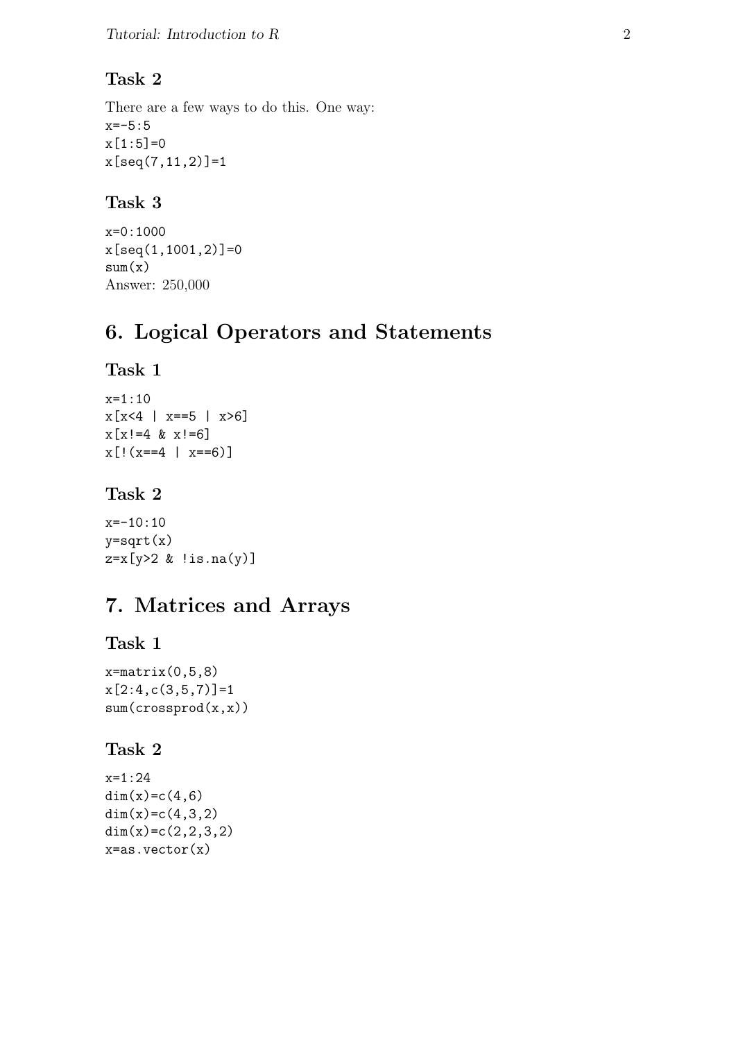### Task 2

There are a few ways to do this. One way:

```
x=-5:5
x[1:5]=0
x[seq(7,11,2)]=1
```

### Task 3

```
x=0:1000
x[seq(1,1001,2)]=0
sum(x)
```

Answer: 250,000

## 6. Logical Operators and Statements

### Task 1

```
x=1:10
x[x<4 | x==5 | x>6]
x[x!=4 & x!=6]
x[!(x==4 | x==6)]
```

### Task 2

```
x=-10:10
y=sqrt(x)
z=x[y>2 & !is.na(y)]
```

## 7. Matrices and Arrays

### Task 1

```
x=matrix(0,5,8)
x[2:4,c(3,5,7)]=1
sum(crossprod(x,x))
```

### Task 2

```
x=1:24
dim(x)=c(4,6)
dim(x)=c(4,3,2)
dim(x)=c(2,2,3,2)
x=as.vector(x)
```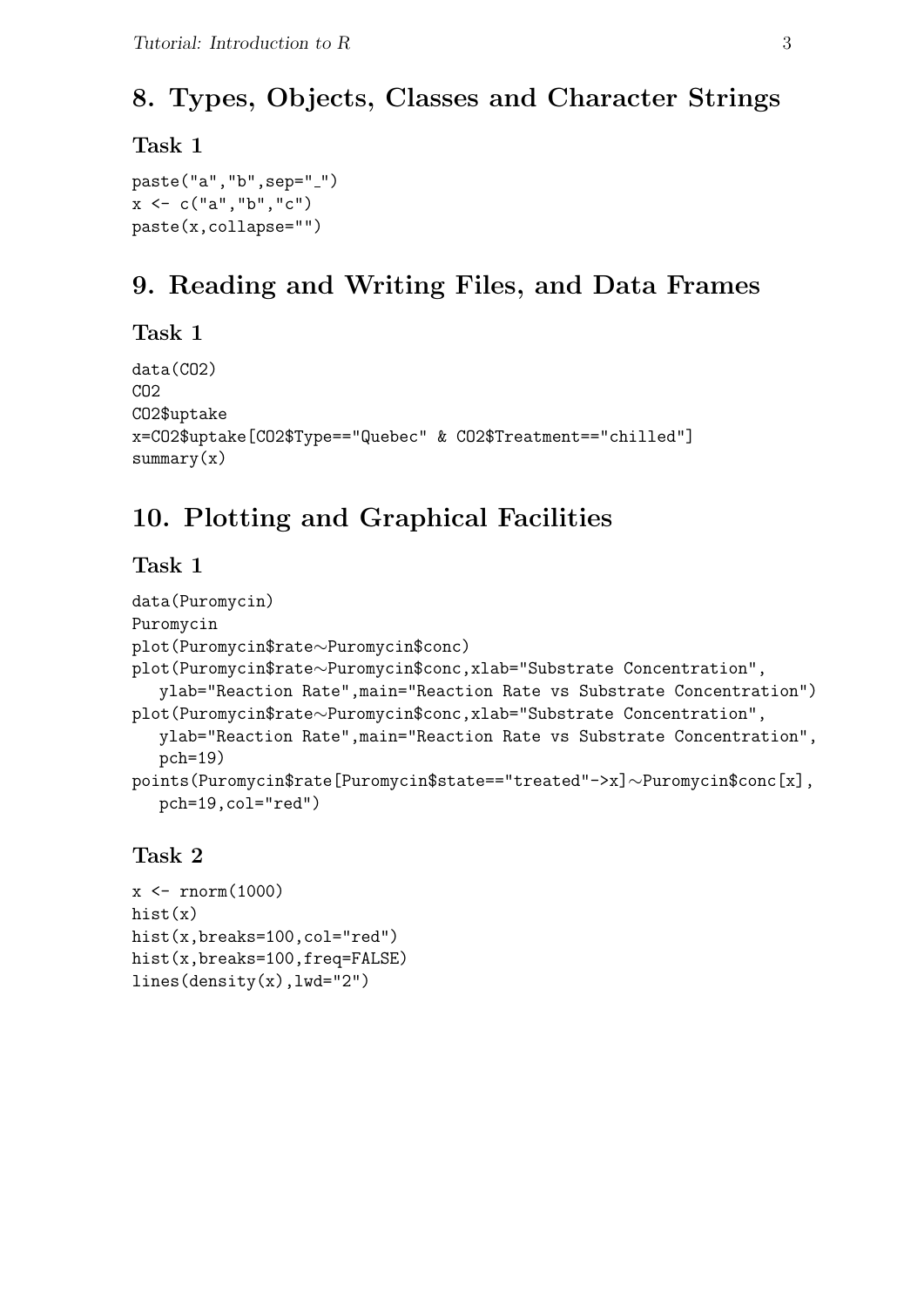## 8. Types, Objects, Classes and Character Strings

### Task 1

```
paste("a","b",sep="_")
x <- c("a","b","c")
paste(x,collapse="")
```

## 9. Reading and Writing Files, and Data Frames

### Task 1

```
data(CO2)
CO2
CO2$uptake
x=CO2$uptake[CO2$Type=="Quebec" & CO2$Treatment=="chilled"]
summary(x)
```

## 10. Plotting and Graphical Facilities

### Task 1

```
data(Puromycin)
Puromycin
plot(Puromycin$rate~Puromycin$conc)
plot(Puromycin$rate~Puromycin$conc,xlab="Substrate Concentration",
   ylab="Reaction Rate",main="Reaction Rate vs Substrate Concentration")
plot(Puromycin$rate~Puromycin$conc,xlab="Substrate Concentration",
   ylab="Reaction Rate",main="Reaction Rate vs Substrate Concentration",
   pch=19)
points(Puromycin$rate[Puromycin$state=="treated"->x]~Puromycin$conc[x],
   pch=19,col="red")
```

### Task 2

```
x <- rnorm(1000)
hist(x)
hist(x,breaks=100,col="red")
hist(x,breaks=100,freq=FALSE)
lines(density(x),lwd="2")
```